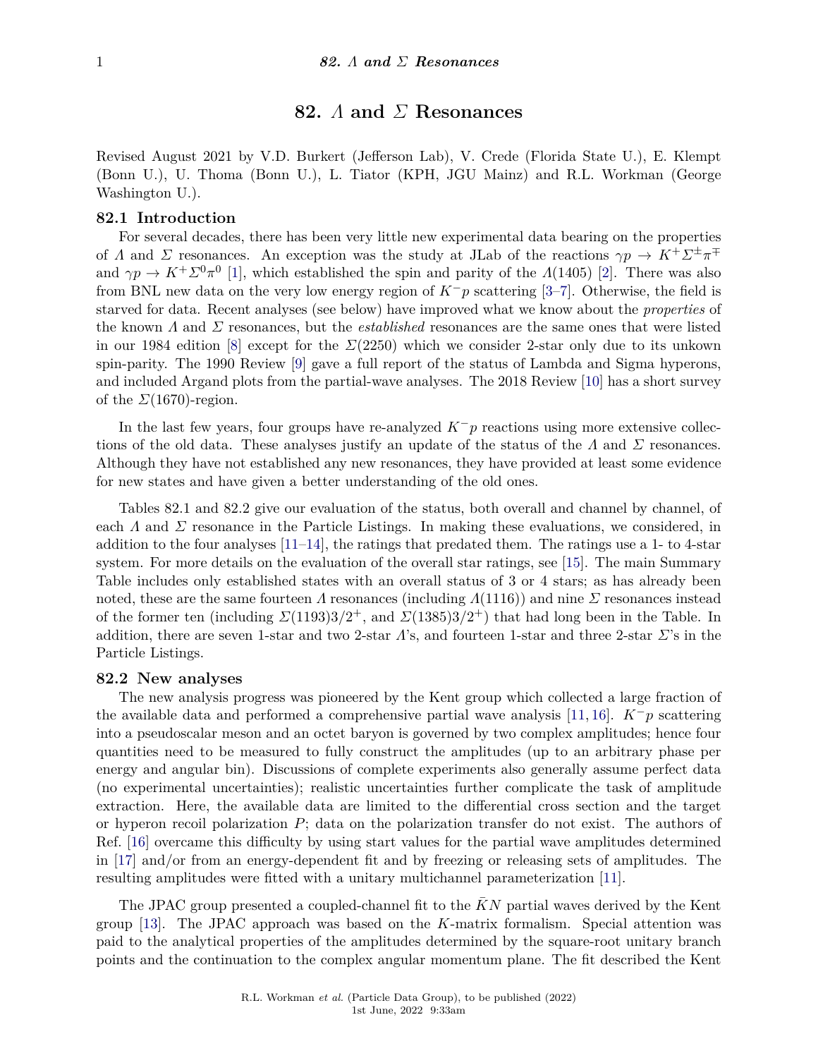# 82. $\Lambda$ and $\Sigma$ Resonances

Revised August 2021 by V.D. Burkert (Jefferson Lab), V. Crede (Florida State U.), E. Klempt (Bonn U.), U. Thoma (Bonn U.), L. Tiator (KPH, JGU Mainz) and R.L. Workman (George Washington U.).

## 82.1 Introduction

For several decades, there has been very little new experimental data bearing on the properties of $\Lambda$ and $\Sigma$ resonances. An exception was the study at JLab of the reactions $\gamma p \to K^+\Sigma^\pm\pi^\mp$ and $\gamma p \to K^+\Sigma^0\pi^0$ [1], which established the spin and parity of the $\Lambda(1405)$ [2]. There was also from BNL new data on the very low energy region of $K^-p$ scattering [3–7]. Otherwise, the field is starved for data. Recent analyses (see below) have improved what we know about the *properties* of the known $\Lambda$ and $\Sigma$ resonances, but the *established* resonances are the same ones that were listed in our 1984 edition [8] except for the $\Sigma(2250)$ which we consider 2-star only due to its unkown spin-parity. The 1990 Review [9] gave a full report of the status of Lambda and Sigma hyperons, and included Argand plots from the partial-wave analyses. The 2018 Review [10] has a short survey of the $\Sigma(1670)$-region.

In the last few years, four groups have re-analyzed $K^-p$ reactions using more extensive collections of the old data. These analyses justify an update of the status of the $\Lambda$ and $\Sigma$ resonances. Although they have not established any new resonances, they have provided at least some evidence for new states and have given a better understanding of the old ones.

Tables 82.1 and 82.2 give our evaluation of the status, both overall and channel by channel, of each $\Lambda$ and $\Sigma$ resonance in the Particle Listings. In making these evaluations, we considered, in addition to the four analyses [11–14], the ratings that predated them. The ratings use a 1- to 4-star system. For more details on the evaluation of the overall star ratings, see [15]. The main Summary Table includes only established states with an overall status of 3 or 4 stars; as has already been noted, these are the same fourteen $\Lambda$ resonances (including $\Lambda(1116)$) and nine $\Sigma$ resonances instead of the former ten (including $\Sigma(1193)3/2^+$, and $\Sigma(1385)3/2^+$) that had long been in the Table. In addition, there are seven 1-star and two 2-star $\Lambda$'s, and fourteen 1-star and three 2-star $\Sigma$'s in the Particle Listings.

## 82.2 New analyses

The new analysis progress was pioneered by the Kent group which collected a large fraction of the available data and performed a comprehensive partial wave analysis [11, 16]. $K^-p$ scattering into a pseudoscalar meson and an octet baryon is governed by two complex amplitudes; hence four quantities need to be measured to fully construct the amplitudes (up to an arbitrary phase per energy and angular bin). Discussions of complete experiments also generally assume perfect data (no experimental uncertainties); realistic uncertainties further complicate the task of amplitude extraction. Here, the available data are limited to the differential cross section and the target or hyperon recoil polarization $P$; data on the polarization transfer do not exist. The authors of Ref. [16] overcame this difficulty by using start values for the partial wave amplitudes determined in [17] and/or from an energy-dependent fit and by freezing or releasing sets of amplitudes. The resulting amplitudes were fitted with a unitary multichannel parameterization [11].

The JPAC group presented a coupled-channel fit to the $\bar{K}N$ partial waves derived by the Kent group [13]. The JPAC approach was based on the $K$-matrix formalism. Special attention was paid to the analytical properties of the amplitudes determined by the square-root unitary branch points and the continuation to the complex angular momentum plane. The fit described the Kent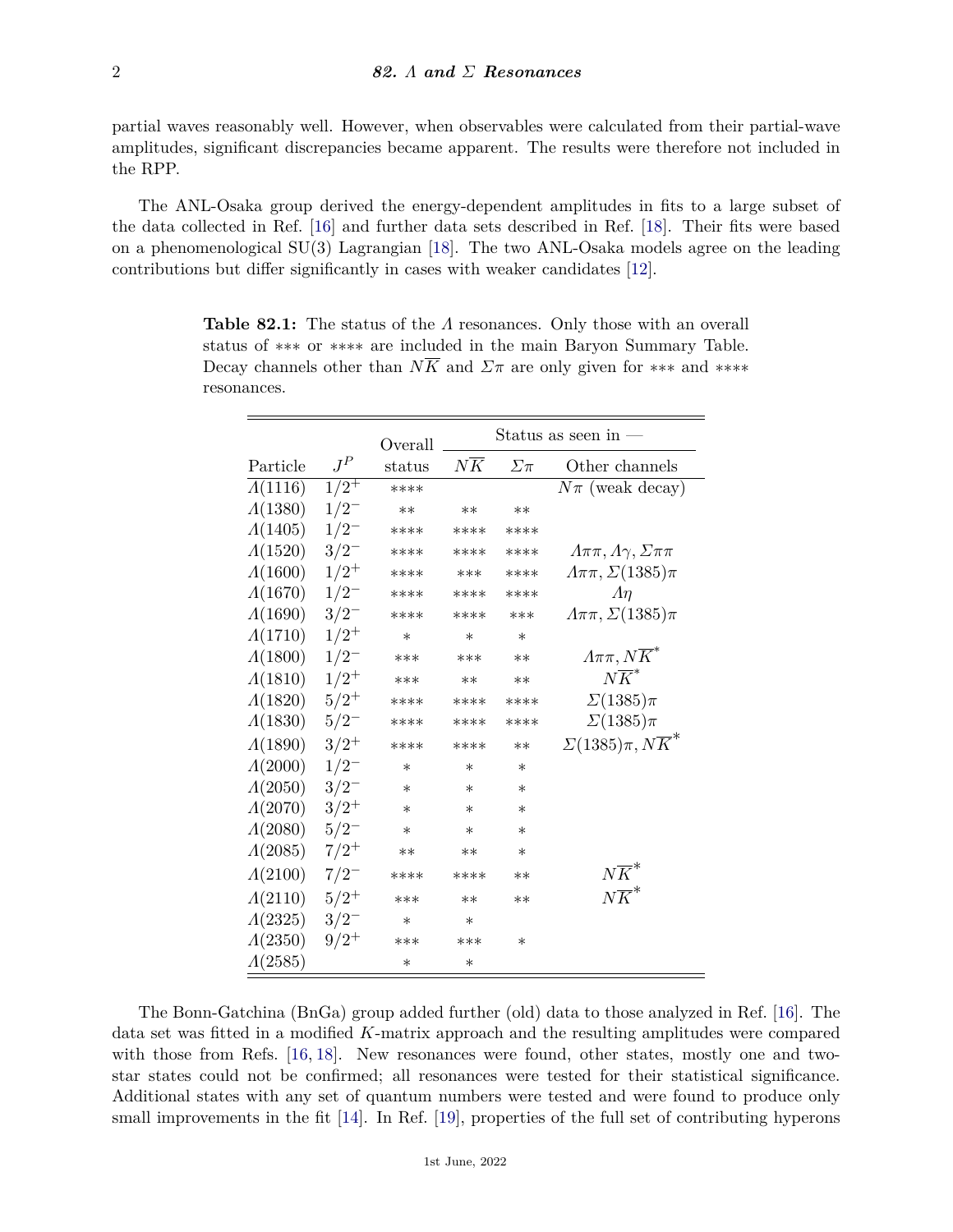partial waves reasonably well. However, when observables were calculated from their partial-wave amplitudes, significant discrepancies became apparent. The results were therefore not included in the RPP.

The ANL-Osaka group derived the energy-dependent amplitudes in fits to a large subset of the data collected in Ref. [16] and further data sets described in Ref. [18]. Their fits were based on a phenomenological SU(3) Lagrangian [18]. The two ANL-Osaka models agree on the leading contributions but differ significantly in cases with weaker candidates [12].

**Table 82.1:** The status of the $\Lambda$ resonances. Only those with an overall status of $***$ or $****$ are included in the main Baryon Summary Table. Decay channels other than $N\overline{K}$ and $\Sigma\pi$ are only given for $***$ and $****$ resonances.

| Particle | $J^P$ | Overall status | Status as seen in — | | |
|---|---|---|---|---|---|
| | | | $N\overline{K}$ | $\Sigma\pi$ | Other channels |
| $\Lambda(1116)$ | $1/2^+$ | **** | | | $N\pi$ (weak decay) |
| $\Lambda(1380)$ | $1/2^-$ | ** | ** | ** | |
| $\Lambda(1405)$ | $1/2^-$ | **** | **** | **** | |
| $\Lambda(1520)$ | $3/2^-$ | **** | **** | **** | $\Lambda\pi\pi, \Lambda\gamma, \Sigma\pi\pi$ |
| $\Lambda(1600)$ | $1/2^+$ | **** | *** | **** | $\Lambda\pi\pi, \Sigma(1385)\pi$ |
| $\Lambda(1670)$ | $1/2^-$ | **** | **** | **** | $\Lambda\eta$ |
| $\Lambda(1690)$ | $3/2^-$ | **** | **** | *** | $\Lambda\pi\pi, \Sigma(1385)\pi$ |
| $\Lambda(1710)$ | $1/2^+$ | * | * | * | |
| $\Lambda(1800)$ | $1/2^-$ | *** | *** | ** | $\Lambda\pi\pi, N\overline{K}^*$ |
| $\Lambda(1810)$ | $1/2^+$ | *** | ** | ** | $N\overline{K}^*$ |
| $\Lambda(1820)$ | $5/2^+$ | **** | **** | **** | $\Sigma(1385)\pi$ |
| $\Lambda(1830)$ | $5/2^-$ | **** | **** | **** | $\Sigma(1385)\pi$ |
| $\Lambda(1890)$ | $3/2^+$ | **** | **** | ** | $\Sigma(1385)\pi, N\overline{K}^*$ |
| $\Lambda(2000)$ | $1/2^-$ | * | * | * | |
| $\Lambda(2050)$ | $3/2^-$ | * | * | * | |
| $\Lambda(2070)$ | $3/2^+$ | * | * | * | |
| $\Lambda(2080)$ | $5/2^-$ | * | * | * | |
| $\Lambda(2085)$ | $7/2^+$ | ** | ** | * | |
| $\Lambda(2100)$ | $7/2^-$ | **** | **** | ** | $N\overline{K}^*$ |
| $\Lambda(2110)$ | $5/2^+$ | *** | ** | ** | $N\overline{K}^*$ |
| $\Lambda(2325)$ | $3/2^-$ | * | * | | |
| $\Lambda(2350)$ | $9/2^+$ | *** | *** | * | |
| $\Lambda(2585)$ | | * | * | | |

The Bonn-Gatchina (BnGa) group added further (old) data to those analyzed in Ref. [16]. The data set was fitted in a modified $K$-matrix approach and the resulting amplitudes were compared with those from Refs. [16, 18]. New resonances were found, other states, mostly one and two-star states could not be confirmed; all resonances were tested for their statistical significance. Additional states with any set of quantum numbers were tested and were found to produce only small improvements in the fit [14]. In Ref. [19], properties of the full set of contributing hyperons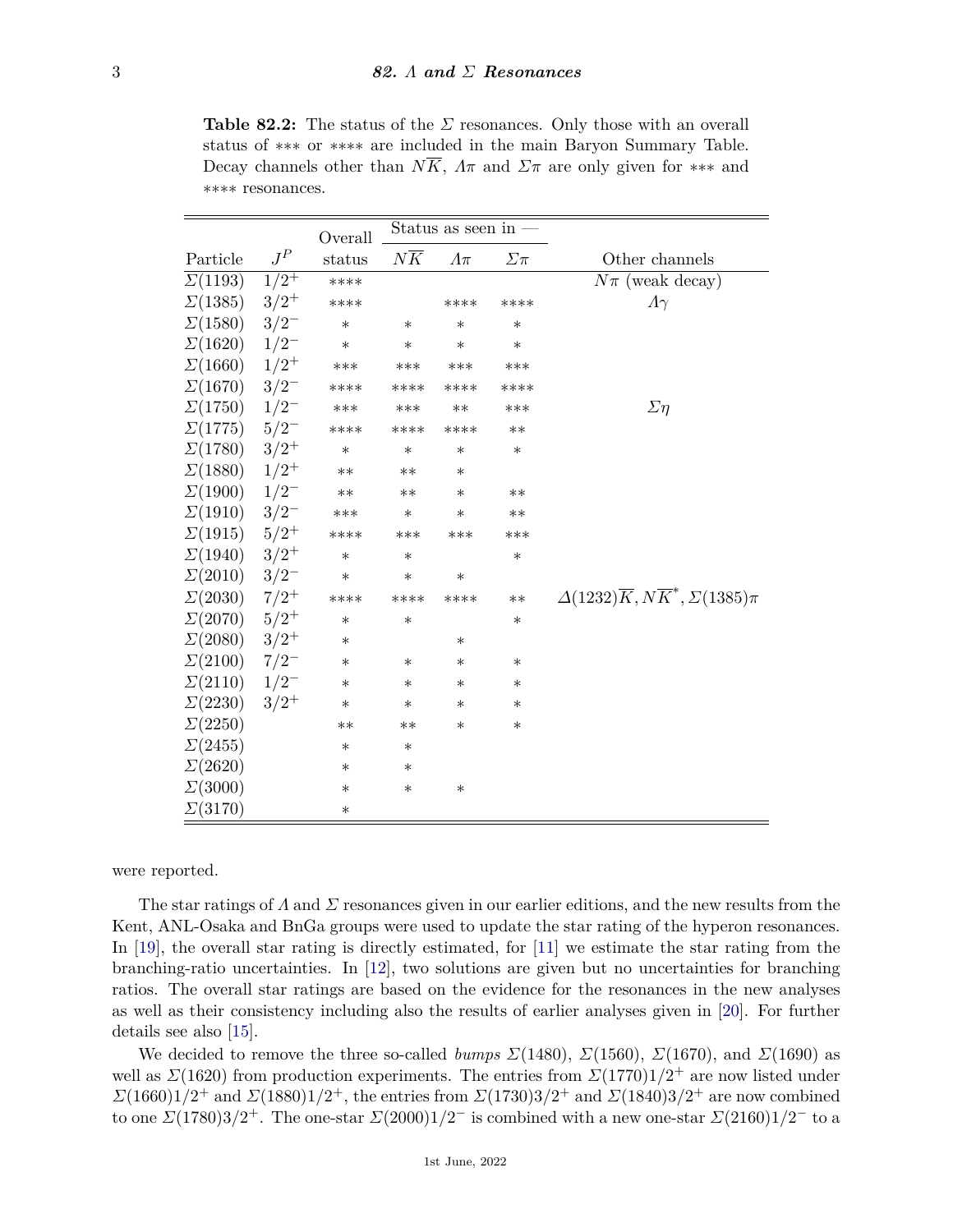**Table 82.2:** The status of the $\Sigma$ resonances. Only those with an overall status of ∗∗∗ or ∗∗∗∗ are included in the main Baryon Summary Table. Decay channels other than $N\overline{K}$, $\Lambda\pi$ and $\Sigma\pi$ are only given for ∗∗∗ and ∗∗∗∗ resonances.

| Particle | $J^P$ | Overall status | Status as seen in — | | | Other channels |
|---|---|---|---|---|---|---|
| | | | $N\overline{K}$ | $\Lambda\pi$ | $\Sigma\pi$ | |
| $\Sigma(1193)$ | $1/2^+$ | ∗∗∗∗ | | | | $N\pi$ (weak decay) |
| $\Sigma(1385)$ | $3/2^+$ | ∗∗∗∗ | | ∗∗∗∗ | ∗∗∗∗ | $\Lambda\gamma$ |
| $\Sigma(1580)$ | $3/2^-$ | ∗ | ∗ | ∗ | ∗ | |
| $\Sigma(1620)$ | $1/2^-$ | ∗ | ∗ | ∗ | ∗ | |
| $\Sigma(1660)$ | $1/2^+$ | ∗∗∗ | ∗∗∗ | ∗∗∗ | ∗∗∗ | |
| $\Sigma(1670)$ | $3/2^-$ | ∗∗∗∗ | ∗∗∗∗ | ∗∗∗∗ | ∗∗∗∗ | |
| $\Sigma(1750)$ | $1/2^-$ | ∗∗∗ | ∗∗∗ | ∗∗ | ∗∗∗ | $\Sigma\eta$ |
| $\Sigma(1775)$ | $5/2^-$ | ∗∗∗∗ | ∗∗∗∗ | ∗∗∗∗ | ∗∗ | |
| $\Sigma(1780)$ | $3/2^+$ | ∗ | ∗ | ∗ | ∗ | |
| $\Sigma(1880)$ | $1/2^+$ | ∗∗ | ∗∗ | ∗ | | |
| $\Sigma(1900)$ | $1/2^-$ | ∗∗ | ∗∗ | ∗ | ∗∗ | |
| $\Sigma(1910)$ | $3/2^-$ | ∗∗∗ | ∗ | ∗ | ∗∗ | |
| $\Sigma(1915)$ | $5/2^+$ | ∗∗∗∗ | ∗∗∗ | ∗∗∗ | ∗∗∗ | |
| $\Sigma(1940)$ | $3/2^+$ | ∗ | ∗ | | ∗ | |
| $\Sigma(2010)$ | $3/2^-$ | ∗ | ∗ | ∗ | | |
| $\Sigma(2030)$ | $7/2^+$ | ∗∗∗∗ | ∗∗∗∗ | ∗∗∗∗ | ∗∗ | $\Delta(1232)\overline{K}, N\overline{K}^*, \Sigma(1385)\pi$ |
| $\Sigma(2070)$ | $5/2^+$ | ∗ | ∗ | | ∗ | |
| $\Sigma(2080)$ | $3/2^+$ | ∗ | | ∗ | | |
| $\Sigma(2100)$ | $7/2^-$ | ∗ | ∗ | ∗ | ∗ | |
| $\Sigma(2110)$ | $1/2^-$ | ∗ | ∗ | ∗ | ∗ | |
| $\Sigma(2230)$ | $3/2^+$ | ∗ | ∗ | ∗ | ∗ | |
| $\Sigma(2250)$ | | ∗∗ | ∗∗ | ∗ | ∗ | |
| $\Sigma(2455)$ | | ∗ | ∗ | | | |
| $\Sigma(2620)$ | | ∗ | ∗ | | | |
| $\Sigma(3000)$ | | ∗ | ∗ | ∗ | | |
| $\Sigma(3170)$ | | ∗ | | | | |

were reported.

The star ratings of $\Lambda$ and $\Sigma$ resonances given in our earlier editions, and the new results from the Kent, ANL-Osaka and BnGa groups were used to update the star rating of the hyperon resonances. In [19], the overall star rating is directly estimated, for [11] we estimate the star rating from the branching-ratio uncertainties. In [12], two solutions are given but no uncertainties for branching ratios. The overall star ratings are based on the evidence for the resonances in the new analyses as well as their consistency including also the results of earlier analyses given in [20]. For further details see also [15].

We decided to remove the three so-called *bumps* $\Sigma(1480)$, $\Sigma(1560)$, $\Sigma(1670)$, and $\Sigma(1690)$ as well as $\Sigma(1620)$ from production experiments. The entries from $\Sigma(1770)1/2^+$ are now listed under $\Sigma(1660)1/2^+$ and $\Sigma(1880)1/2^+$, the entries from $\Sigma(1730)3/2^+$ and $\Sigma(1840)3/2^+$ are now combined to one $\Sigma(1780)3/2^+$. The one-star $\Sigma(2000)1/2^-$ is combined with a new one-star $\Sigma(2160)1/2^-$ to a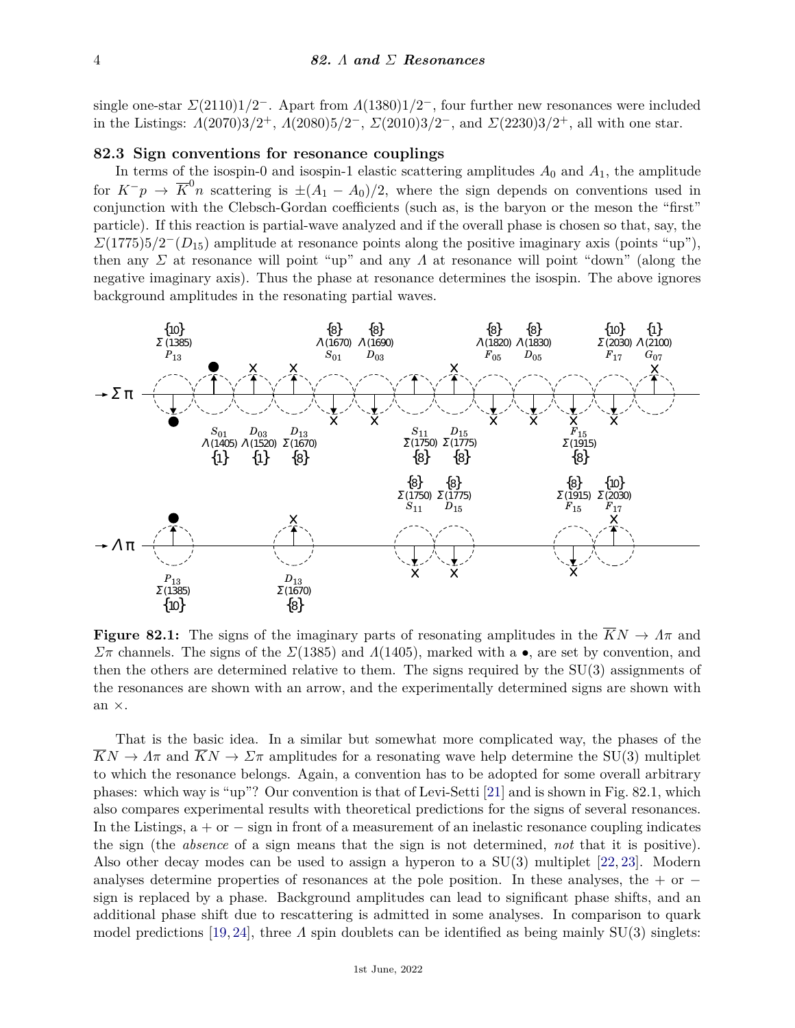single one-star $\Sigma(2110)1/2^-$. Apart from $\Lambda(1380)1/2^-$, four further new resonances were included in the Listings: $\Lambda(2070)3/2^+$, $\Lambda(2080)5/2^-$, $\Sigma(2010)3/2^-$, and $\Sigma(2230)3/2^+$, all with one star.

## 82.3 Sign conventions for resonance couplings

In terms of the isospin-0 and isospin-1 elastic scattering amplitudes $A_0$ and $A_1$, the amplitude for $K^-p \to \overline{K}^0 n$ scattering is $\pm(A_1 - A_0)/2$, where the sign depends on conventions used in conjunction with the Clebsch-Gordan coefficients (such as, is the baryon or the meson the "first" particle). If this reaction is partial-wave analyzed and if the overall phase is chosen so that, say, the $\Sigma(1775)5/2^-(D_{15})$ amplitude at resonance points along the positive imaginary axis (points "up"), then any $\Sigma$ at resonance will point "up" and any $\Lambda$ at resonance will point "down" (along the negative imaginary axis). Thus the phase at resonance determines the isospin. The above ignores background amplitudes in the resonating partial waves.

**Figure 82.1:** The signs of the imaginary parts of resonating amplitudes in the $\overline{K}N \to \Lambda\pi$ and $\Sigma\pi$ channels. The signs of the $\Sigma(1385)$ and $\Lambda(1405)$, marked with a $\bullet$, are set by convention, and then the others are determined relative to them. The signs required by the SU(3) assignments of the resonances are shown with an arrow, and the experimentally determined signs are shown with an $\times$.

That is the basic idea. In a similar but somewhat more complicated way, the phases of the $\overline{K}N \to \Lambda\pi$ and $\overline{K}N \to \Sigma\pi$ amplitudes for a resonating wave help determine the SU(3) multiplet to which the resonance belongs. Again, a convention has to be adopted for some overall arbitrary phases: which way is "up"? Our convention is that of Levi-Setti [21] and is shown in Fig. 82.1, which also compares experimental results with theoretical predictions for the signs of several resonances. In the Listings, a + or − sign in front of a measurement of an inelastic resonance coupling indicates the sign (the *absence* of a sign means that the sign is not determined, *not* that it is positive). Also other decay modes can be used to assign a hyperon to a SU(3) multiplet [22, 23]. Modern analyses determine properties of resonances at the pole position. In these analyses, the + or − sign is replaced by a phase. Background amplitudes can lead to significant phase shifts, and an additional phase shift due to rescattering is admitted in some analyses. In comparison to quark model predictions [19, 24], three $\Lambda$ spin doublets can be identified as being mainly SU(3) singlets: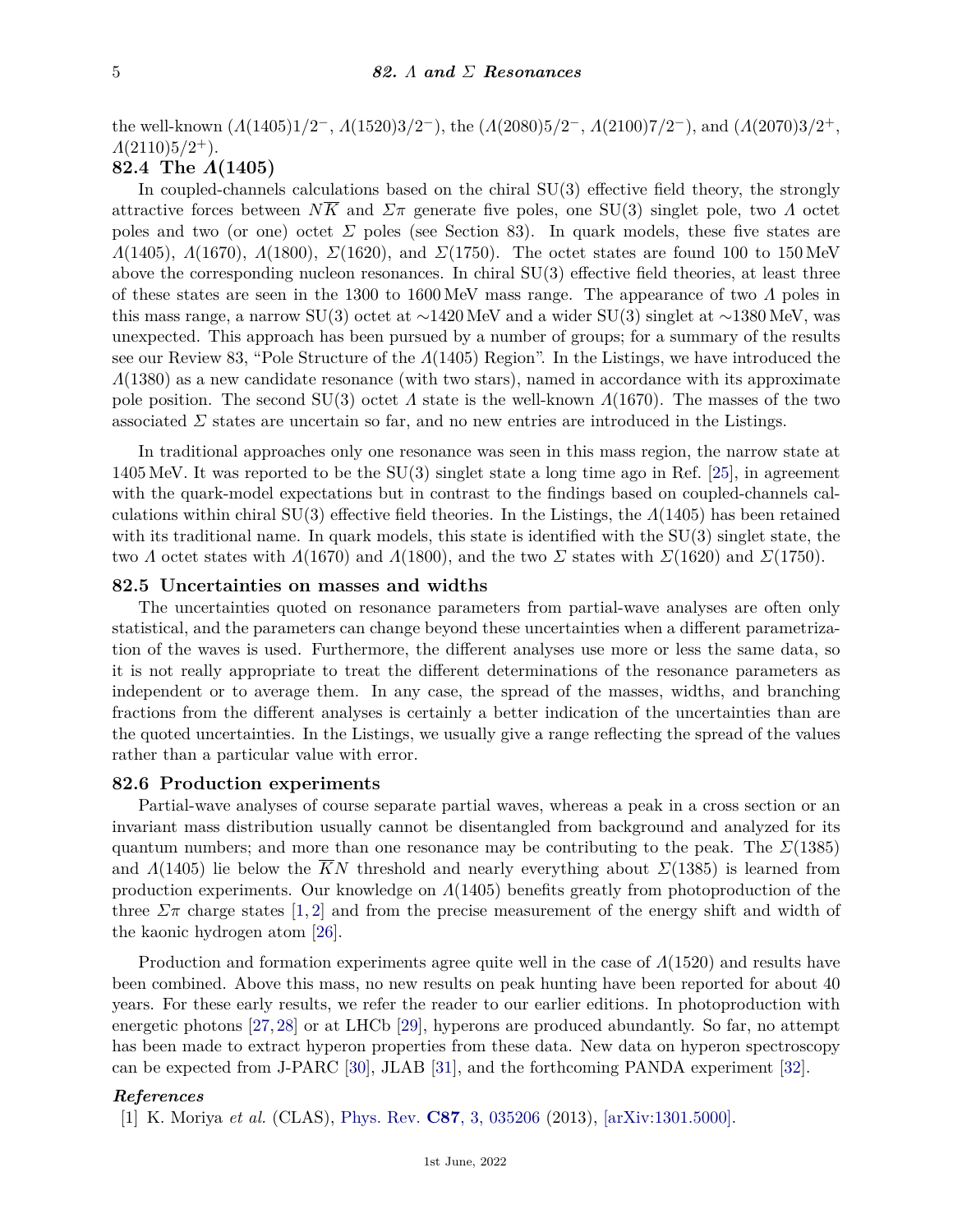the well-known ($\Lambda(1405)1/2^-$, $\Lambda(1520)3/2^-$), the ($\Lambda(2080)5/2^-$, $\Lambda(2100)7/2^-$), and ($\Lambda(2070)3/2^+$, $\Lambda(2110)5/2^+$).

## 82.4 The $\Lambda(1405)$

In coupled-channels calculations based on the chiral SU(3) effective field theory, the strongly attractive forces between $N\overline{K}$ and $\Sigma\pi$ generate five poles, one SU(3) singlet pole, two $\Lambda$ octet poles and two (or one) octet $\Sigma$ poles (see Section 83). In quark models, these five states are $\Lambda(1405)$, $\Lambda(1670)$, $\Lambda(1800)$, $\Sigma(1620)$, and $\Sigma(1750)$. The octet states are found 100 to 150 MeV above the corresponding nucleon resonances. In chiral SU(3) effective field theories, at least three of these states are seen in the 1300 to 1600 MeV mass range. The appearance of two $\Lambda$ poles in this mass range, a narrow SU(3) octet at $\sim$1420 MeV and a wider SU(3) singlet at $\sim$1380 MeV, was unexpected. This approach has been pursued by a number of groups; for a summary of the results see our Review 83, "Pole Structure of the $\Lambda(1405)$ Region". In the Listings, we have introduced the $\Lambda(1380)$ as a new candidate resonance (with two stars), named in accordance with its approximate pole position. The second SU(3) octet $\Lambda$ state is the well-known $\Lambda(1670)$. The masses of the two associated $\Sigma$ states are uncertain so far, and no new entries are introduced in the Listings.

In traditional approaches only one resonance was seen in this mass region, the narrow state at 1405 MeV. It was reported to be the SU(3) singlet state a long time ago in Ref. [25], in agreement with the quark-model expectations but in contrast to the findings based on coupled-channels calculations within chiral SU(3) effective field theories. In the Listings, the $\Lambda(1405)$ has been retained with its traditional name. In quark models, this state is identified with the SU(3) singlet state, the two $\Lambda$ octet states with $\Lambda(1670)$ and $\Lambda(1800)$, and the two $\Sigma$ states with $\Sigma(1620)$ and $\Sigma(1750)$.

## 82.5 Uncertainties on masses and widths

The uncertainties quoted on resonance parameters from partial-wave analyses are often only statistical, and the parameters can change beyond these uncertainties when a different parametrization of the waves is used. Furthermore, the different analyses use more or less the same data, so it is not really appropriate to treat the different determinations of the resonance parameters as independent or to average them. In any case, the spread of the masses, widths, and branching fractions from the different analyses is certainly a better indication of the uncertainties than are the quoted uncertainties. In the Listings, we usually give a range reflecting the spread of the values rather than a particular value with error.

## 82.6 Production experiments

Partial-wave analyses of course separate partial waves, whereas a peak in a cross section or an invariant mass distribution usually cannot be disentangled from background and analyzed for its quantum numbers; and more than one resonance may be contributing to the peak. The $\Sigma(1385)$ and $\Lambda(1405)$ lie below the $\overline{K}N$ threshold and nearly everything about $\Sigma(1385)$ is learned from production experiments. Our knowledge on $\Lambda(1405)$ benefits greatly from photoproduction of the three $\Sigma\pi$ charge states [1,2] and from the precise measurement of the energy shift and width of the kaonic hydrogen atom [26].

Production and formation experiments agree quite well in the case of $\Lambda(1520)$ and results have been combined. Above this mass, no new results on peak hunting have been reported for about 40 years. For these early results, we refer the reader to our earlier editions. In photoproduction with energetic photons [27,28] or at LHCb [29], hyperons are produced abundantly. So far, no attempt has been made to extract hyperon properties from these data. New data on hyperon spectroscopy can be expected from J-PARC [30], JLAB [31], and the forthcoming PANDA experiment [32].

### *References*

[1] K. Moriya *et al.* (CLAS), Phys. Rev. **C87**, 3, 035206 (2013), [arXiv:1301.5000].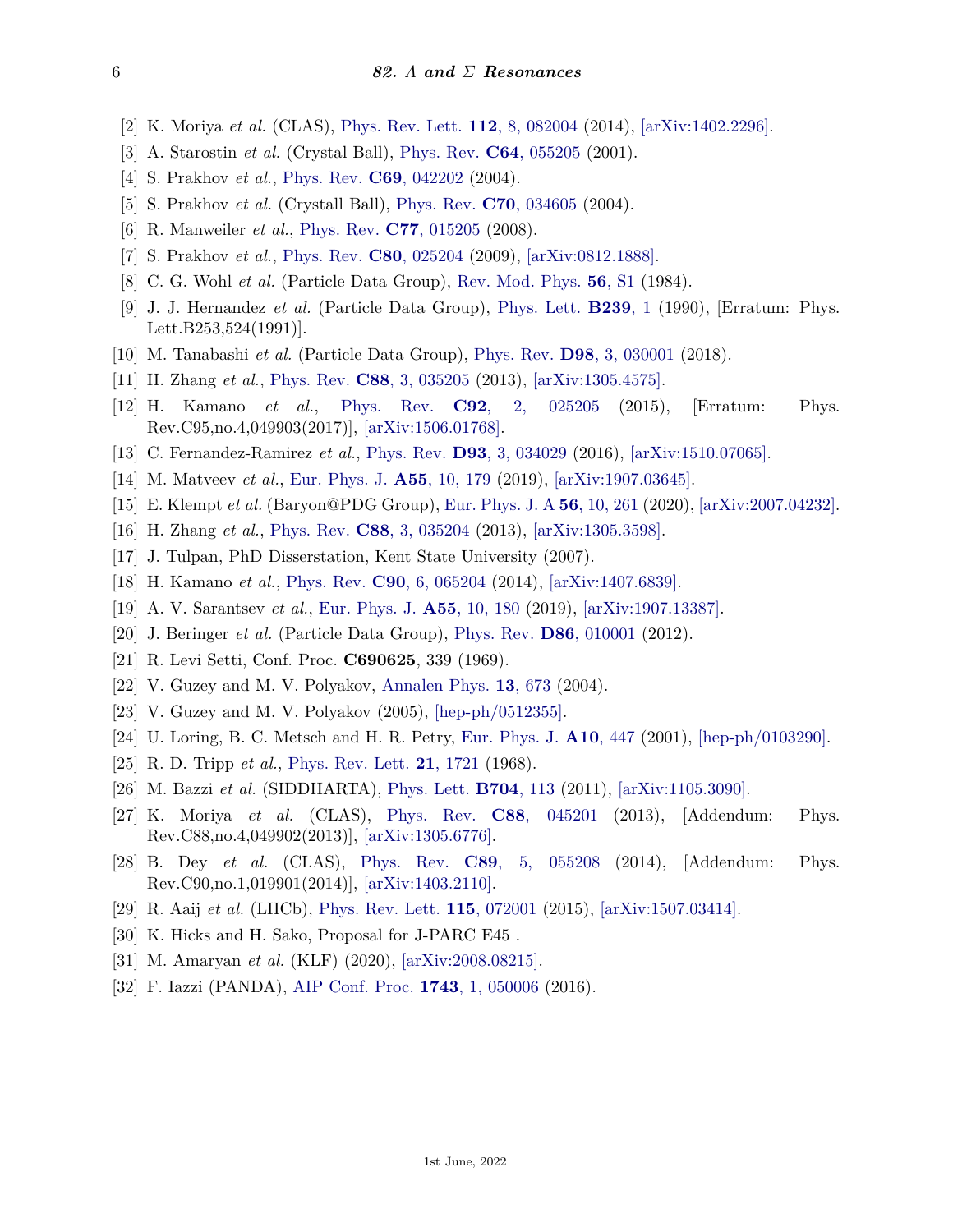[2] K. Moriya *et al.* (CLAS), Phys. Rev. Lett. **112**, 8, 082004 (2014), [arXiv:1402.2296].

[3] A. Starostin *et al.* (Crystal Ball), Phys. Rev. **C64**, 055205 (2001).

[4] S. Prakhov *et al.*, Phys. Rev. **C69**, 042202 (2004).

[5] S. Prakhov *et al.* (Crystall Ball), Phys. Rev. **C70**, 034605 (2004).

[6] R. Manweiler *et al.*, Phys. Rev. **C77**, 015205 (2008).

[7] S. Prakhov *et al.*, Phys. Rev. **C80**, 025204 (2009), [arXiv:0812.1888].

[8] C. G. Wohl *et al.* (Particle Data Group), Rev. Mod. Phys. **56**, S1 (1984).

[9] J. J. Hernandez *et al.* (Particle Data Group), Phys. Lett. **B239**, 1 (1990), [Erratum: Phys. Lett.B253,524(1991)].

[10] M. Tanabashi *et al.* (Particle Data Group), Phys. Rev. **D98**, 3, 030001 (2018).

[11] H. Zhang *et al.*, Phys. Rev. **C88**, 3, 035205 (2013), [arXiv:1305.4575].

[12] H. Kamano *et al.*, Phys. Rev. **C92**, 2, 025205 (2015), [Erratum: Phys. Rev.C95,no.4,049903(2017)], [arXiv:1506.01768].

[13] C. Fernandez-Ramirez *et al.*, Phys. Rev. **D93**, 3, 034029 (2016), [arXiv:1510.07065].

[14] M. Matveev *et al.*, Eur. Phys. J. **A55**, 10, 179 (2019), [arXiv:1907.03645].

[15] E. Klempt *et al.* (Baryon@PDG Group), Eur. Phys. J. A **56**, 10, 261 (2020), [arXiv:2007.04232].

[16] H. Zhang *et al.*, Phys. Rev. **C88**, 3, 035204 (2013), [arXiv:1305.3598].

[17] J. Tulpan, PhD Disserstation, Kent State University (2007).

[18] H. Kamano *et al.*, Phys. Rev. **C90**, 6, 065204 (2014), [arXiv:1407.6839].

[19] A. V. Sarantsev *et al.*, Eur. Phys. J. **A55**, 10, 180 (2019), [arXiv:1907.13387].

[20] J. Beringer *et al.* (Particle Data Group), Phys. Rev. **D86**, 010001 (2012).

[21] R. Levi Setti, Conf. Proc. **C690625**, 339 (1969).

[22] V. Guzey and M. V. Polyakov, Annalen Phys. **13**, 673 (2004).

[23] V. Guzey and M. V. Polyakov (2005), [hep-ph/0512355].

[24] U. Loring, B. C. Metsch and H. R. Petry, Eur. Phys. J. **A10**, 447 (2001), [hep-ph/0103290].

[25] R. D. Tripp *et al.*, Phys. Rev. Lett. **21**, 1721 (1968).

[26] M. Bazzi *et al.* (SIDDHARTA), Phys. Lett. **B704**, 113 (2011), [arXiv:1105.3090].

[27] K. Moriya *et al.* (CLAS), Phys. Rev. **C88**, 045201 (2013), [Addendum: Phys. Rev.C88,no.4,049902(2013)], [arXiv:1305.6776].

[28] B. Dey *et al.* (CLAS), Phys. Rev. **C89**, 5, 055208 (2014), [Addendum: Phys. Rev.C90,no.1,019901(2014)], [arXiv:1403.2110].

[29] R. Aaij *et al.* (LHCb), Phys. Rev. Lett. **115**, 072001 (2015), [arXiv:1507.03414].

[30] K. Hicks and H. Sako, Proposal for J-PARC E45 .

[31] M. Amaryan *et al.* (KLF) (2020), [arXiv:2008.08215].

[32] F. Iazzi (PANDA), AIP Conf. Proc. **1743**, 1, 050006 (2016).